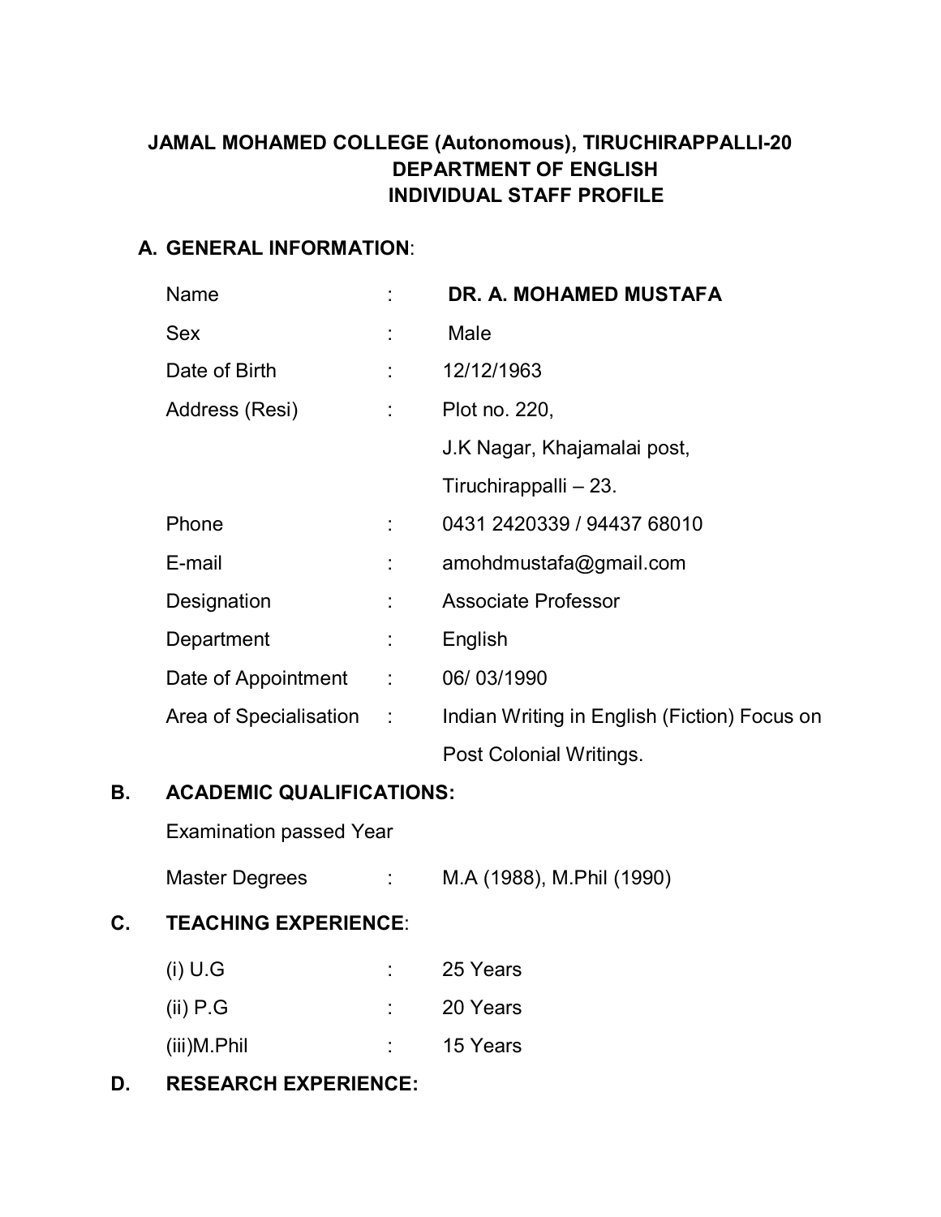# JAMAL MOHAMED COLLEGE (Autonomous), TIRUCHIRAPPALLI-20
## DEPARTMENT OF ENGLISH
## INDIVIDUAL STAFF PROFILE

### A. GENERAL INFORMATION:

| | | |
|---|---|---|
| Name | : | **DR. A. MOHAMED MUSTAFA** |
| Sex | : | Male |
| Date of Birth | : | 12/12/1963 |
| Address (Resi) | : | Plot no. 220, J.K Nagar, Khajamalai post, Tiruchirappalli – 23. |
| Phone | : | 0431 2420339 / 94437 68010 |
| E-mail | : | amohdmustafa@gmail.com |
| Designation | : | Associate Professor |
| Department | : | English |
| Date of Appointment | : | 06/ 03/1990 |
| Area of Specialisation | : | Indian Writing in English (Fiction) Focus on Post Colonial Writings. |

### B. ACADEMIC QUALIFICATIONS:

Examination passed Year

| | | |
|---|---|---|
| Master Degrees | : | M.A (1988), M.Phil (1990) |

### C. TEACHING EXPERIENCE:

| | | |
|---|---|---|
| (i) U.G | : | 25 Years |
| (ii) P.G | : | 20 Years |
| (iii)M.Phil | : | 15 Years |

### D. RESEARCH EXPERIENCE: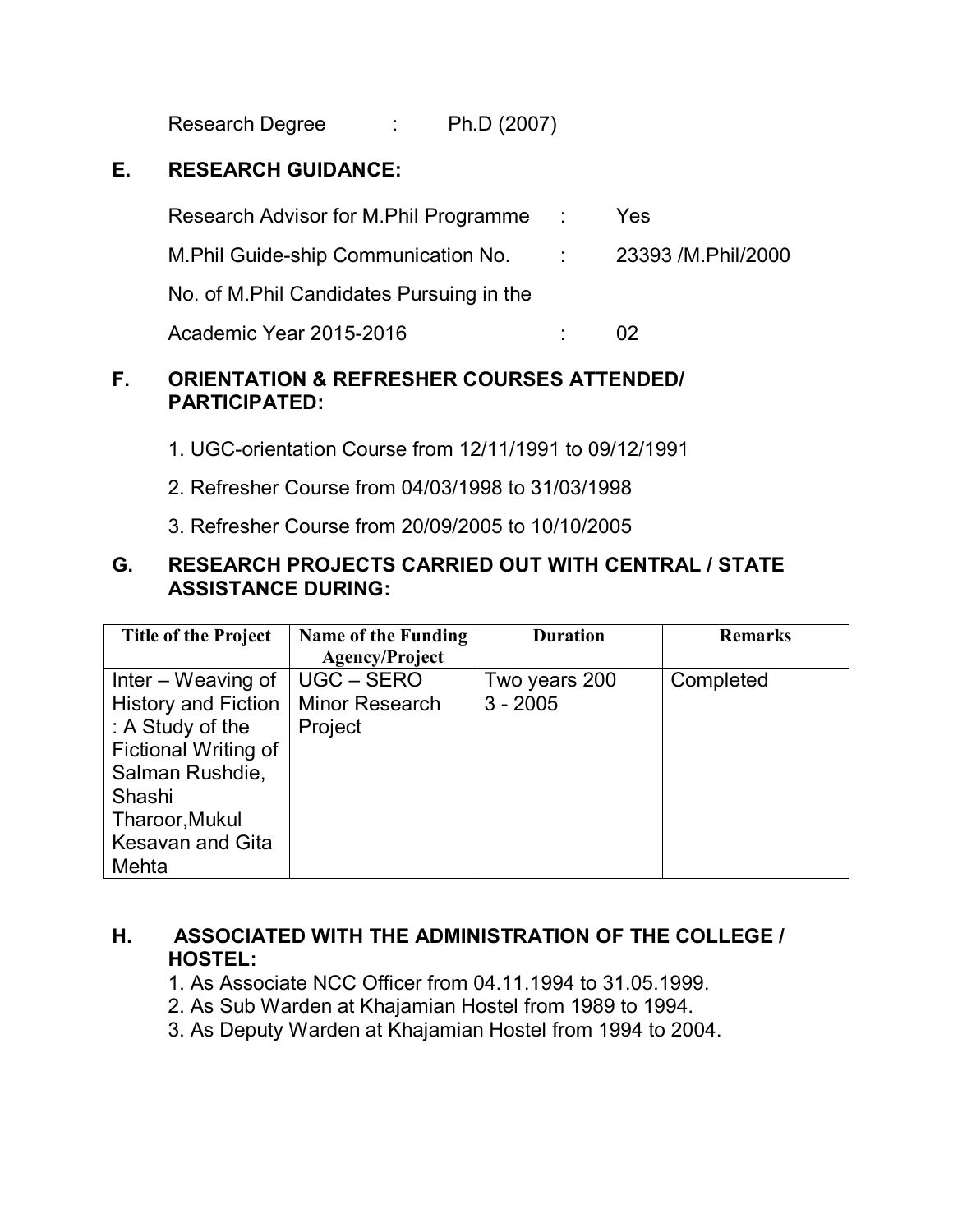Research Degree : Ph.D (2007)

## E. RESEARCH GUIDANCE:

Research Advisor for M.Phil Programme : Yes

M.Phil Guide-ship Communication No. : 23393 /M.Phil/2000

No. of M.Phil Candidates Pursuing in the Academic Year 2015-2016 : 02

## F. ORIENTATION & REFRESHER COURSES ATTENDED/ PARTICIPATED:

1. UGC-orientation Course from 12/11/1991 to 09/12/1991
2. Refresher Course from 04/03/1998 to 31/03/1998
3. Refresher Course from 20/09/2005 to 10/10/2005

## G. RESEARCH PROJECTS CARRIED OUT WITH CENTRAL / STATE ASSISTANCE DURING:

| Title of the Project | Name of the Funding Agency/Project | Duration | Remarks |
|---|---|---|---|
| Inter – Weaving of History and Fiction : A Study of the Fictional Writing of Salman Rushdie, Shashi Tharoor,Mukul Kesavan and Gita Mehta | UGC – SERO Minor Research Project | Two years 2003 - 2005 | Completed |

## H. ASSOCIATED WITH THE ADMINISTRATION OF THE COLLEGE / HOSTEL:

1. As Associate NCC Officer from 04.11.1994 to 31.05.1999.
2. As Sub Warden at Khajamian Hostel from 1989 to 1994.
3. As Deputy Warden at Khajamian Hostel from 1994 to 2004.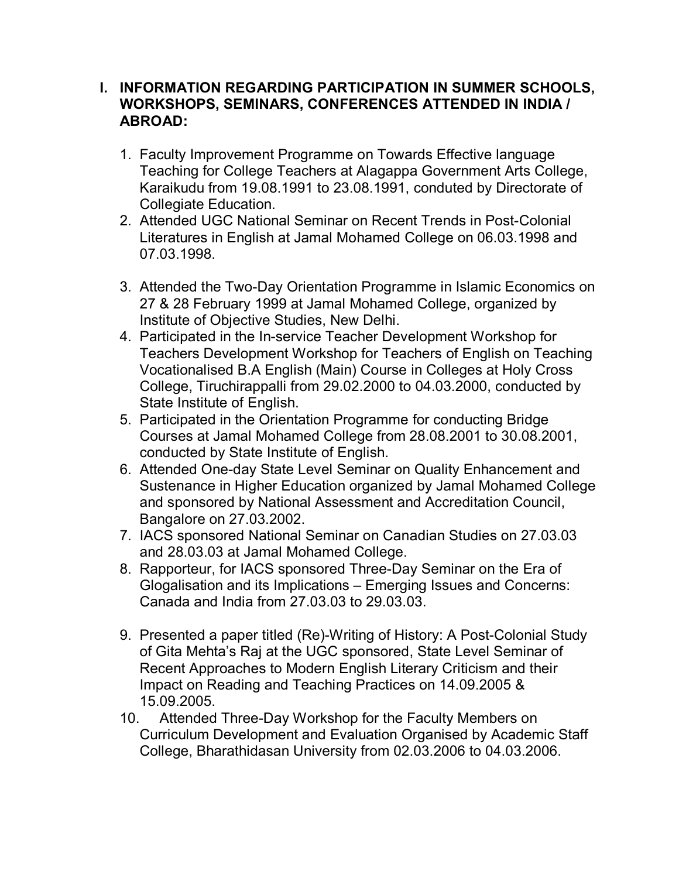## I. INFORMATION REGARDING PARTICIPATION IN SUMMER SCHOOLS, WORKSHOPS, SEMINARS, CONFERENCES ATTENDED IN INDIA / ABROAD:

1. Faculty Improvement Programme on Towards Effective language Teaching for College Teachers at Alagappa Government Arts College, Karaikudu from 19.08.1991 to 23.08.1991, conduted by Directorate of Collegiate Education.
2. Attended UGC National Seminar on Recent Trends in Post-Colonial Literatures in English at Jamal Mohamed College on 06.03.1998 and 07.03.1998.
3. Attended the Two-Day Orientation Programme in Islamic Economics on 27 & 28 February 1999 at Jamal Mohamed College, organized by Institute of Objective Studies, New Delhi.
4. Participated in the In-service Teacher Development Workshop for Teachers Development Workshop for Teachers of English on Teaching Vocationalised B.A English (Main) Course in Colleges at Holy Cross College, Tiruchirappalli from 29.02.2000 to 04.03.2000, conducted by State Institute of English.
5. Participated in the Orientation Programme for conducting Bridge Courses at Jamal Mohamed College from 28.08.2001 to 30.08.2001, conducted by State Institute of English.
6. Attended One-day State Level Seminar on Quality Enhancement and Sustenance in Higher Education organized by Jamal Mohamed College and sponsored by National Assessment and Accreditation Council, Bangalore on 27.03.2002.
7. IACS sponsored National Seminar on Canadian Studies on 27.03.03 and 28.03.03 at Jamal Mohamed College.
8. Rapporteur, for IACS sponsored Three-Day Seminar on the Era of Glogalisation and its Implications – Emerging Issues and Concerns: Canada and India from 27.03.03 to 29.03.03.
9. Presented a paper titled (Re)-Writing of History: A Post-Colonial Study of Gita Mehta's Raj at the UGC sponsored, State Level Seminar of Recent Approaches to Modern English Literary Criticism and their Impact on Reading and Teaching Practices on 14.09.2005 & 15.09.2005.
10. Attended Three-Day Workshop for the Faculty Members on Curriculum Development and Evaluation Organised by Academic Staff College, Bharathidasan University from 02.03.2006 to 04.03.2006.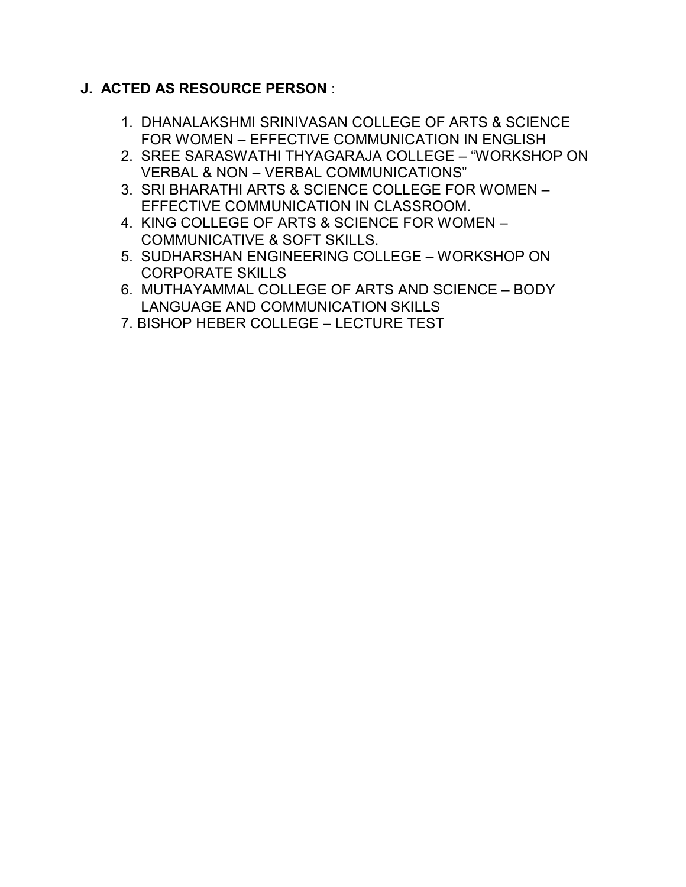## J. ACTED AS RESOURCE PERSON :

1. DHANALAKSHMI SRINIVASAN COLLEGE OF ARTS & SCIENCE FOR WOMEN – EFFECTIVE COMMUNICATION IN ENGLISH
2. SREE SARASWATHI THYAGARAJA COLLEGE – "WORKSHOP ON VERBAL & NON – VERBAL COMMUNICATIONS"
3. SRI BHARATHI ARTS & SCIENCE COLLEGE FOR WOMEN – EFFECTIVE COMMUNICATION IN CLASSROOM.
4. KING COLLEGE OF ARTS & SCIENCE FOR WOMEN – COMMUNICATIVE & SOFT SKILLS.
5. SUDHARSHAN ENGINEERING COLLEGE – WORKSHOP ON CORPORATE SKILLS
6. MUTHAYAMMAL COLLEGE OF ARTS AND SCIENCE – BODY LANGUAGE AND COMMUNICATION SKILLS
7. BISHOP HEBER COLLEGE – LECTURE TEST